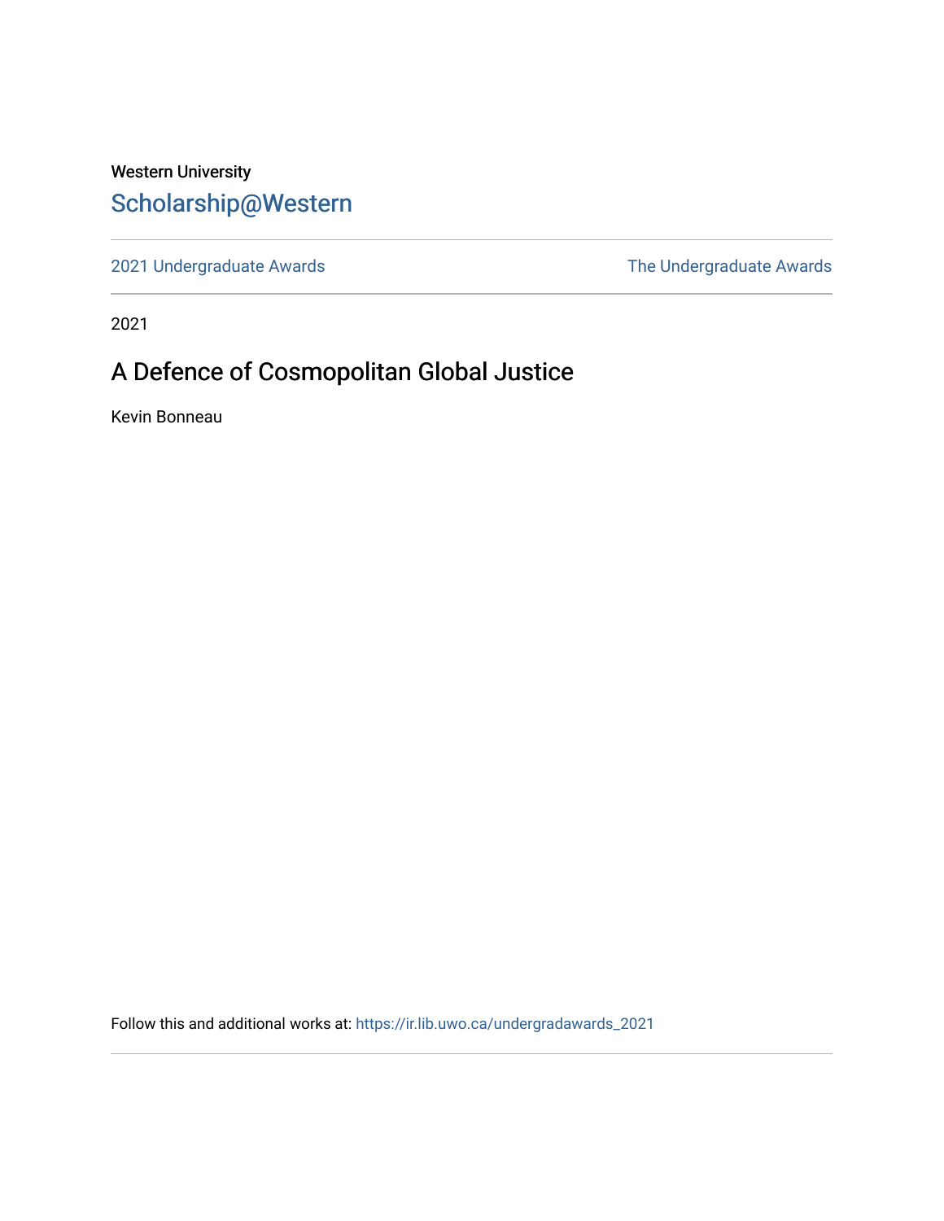Western University

# Scholarship@Western

2021 Undergraduate Awards | The Undergraduate Awards

2021

## A Defence of Cosmopolitan Global Justice

Kevin Bonneau

Follow this and additional works at: https://ir.lib.uwo.ca/undergradawards_2021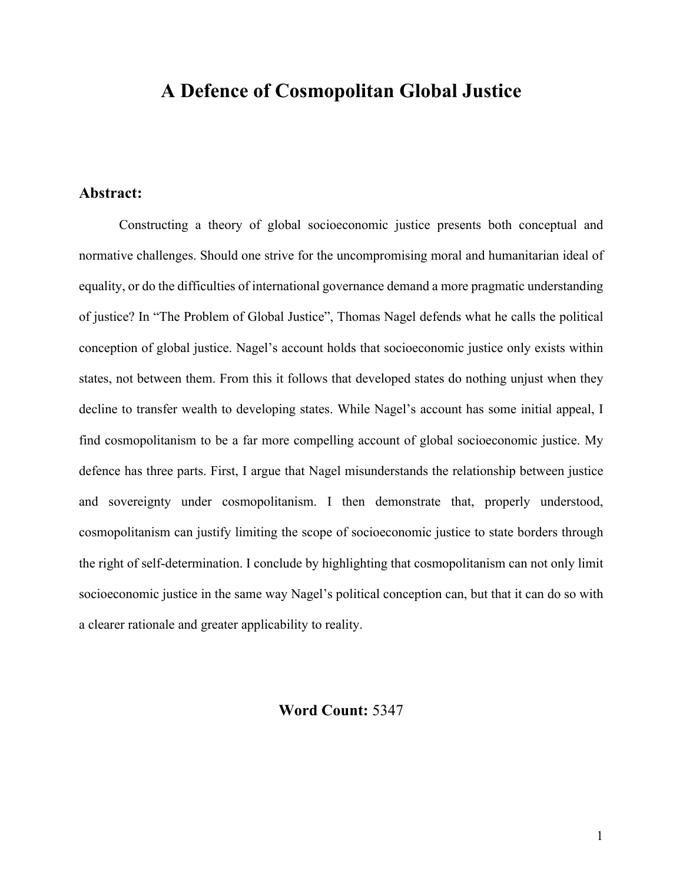# A Defence of Cosmopolitan Global Justice

## Abstract:

Constructing a theory of global socioeconomic justice presents both conceptual and normative challenges. Should one strive for the uncompromising moral and humanitarian ideal of equality, or do the difficulties of international governance demand a more pragmatic understanding of justice? In "The Problem of Global Justice", Thomas Nagel defends what he calls the political conception of global justice. Nagel's account holds that socioeconomic justice only exists within states, not between them. From this it follows that developed states do nothing unjust when they decline to transfer wealth to developing states. While Nagel's account has some initial appeal, I find cosmopolitanism to be a far more compelling account of global socioeconomic justice. My defence has three parts. First, I argue that Nagel misunderstands the relationship between justice and sovereignty under cosmopolitanism. I then demonstrate that, properly understood, cosmopolitanism can justify limiting the scope of socioeconomic justice to state borders through the right of self-determination. I conclude by highlighting that cosmopolitanism can not only limit socioeconomic justice in the same way Nagel's political conception can, but that it can do so with a clearer rationale and greater applicability to reality.

**Word Count:** 5347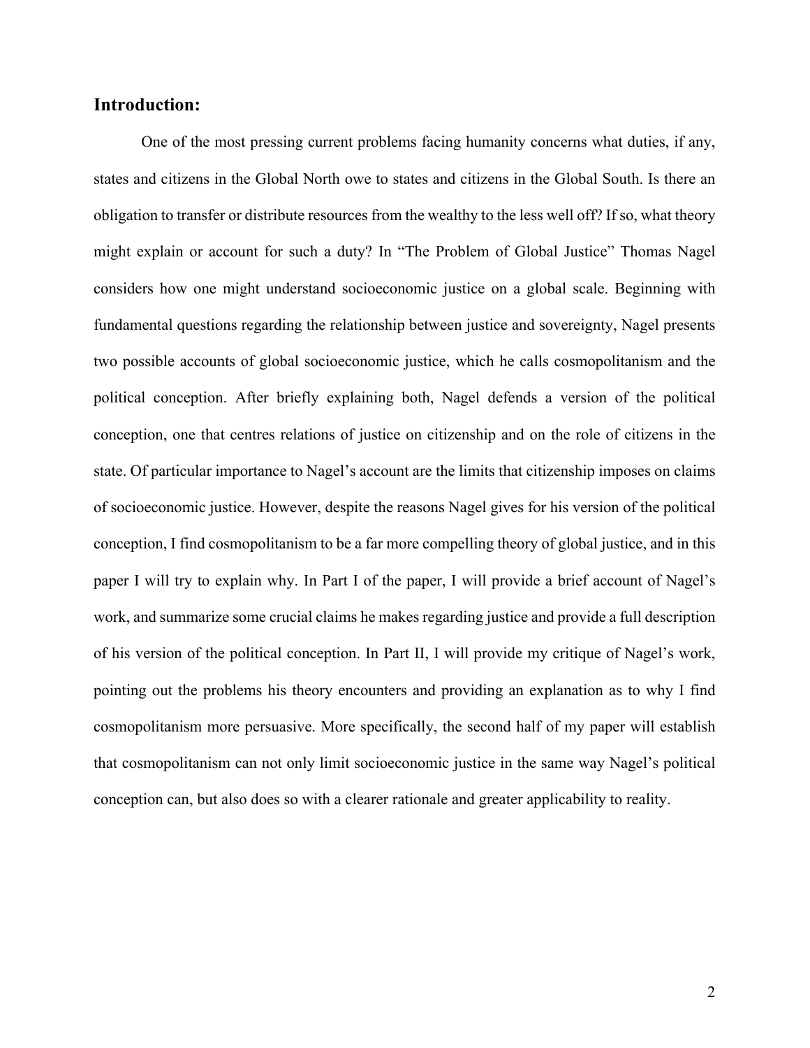## Introduction:

One of the most pressing current problems facing humanity concerns what duties, if any, states and citizens in the Global North owe to states and citizens in the Global South. Is there an obligation to transfer or distribute resources from the wealthy to the less well off? If so, what theory might explain or account for such a duty? In "The Problem of Global Justice" Thomas Nagel considers how one might understand socioeconomic justice on a global scale. Beginning with fundamental questions regarding the relationship between justice and sovereignty, Nagel presents two possible accounts of global socioeconomic justice, which he calls cosmopolitanism and the political conception. After briefly explaining both, Nagel defends a version of the political conception, one that centres relations of justice on citizenship and on the role of citizens in the state. Of particular importance to Nagel's account are the limits that citizenship imposes on claims of socioeconomic justice. However, despite the reasons Nagel gives for his version of the political conception, I find cosmopolitanism to be a far more compelling theory of global justice, and in this paper I will try to explain why. In Part I of the paper, I will provide a brief account of Nagel's work, and summarize some crucial claims he makes regarding justice and provide a full description of his version of the political conception. In Part II, I will provide my critique of Nagel's work, pointing out the problems his theory encounters and providing an explanation as to why I find cosmopolitanism more persuasive. More specifically, the second half of my paper will establish that cosmopolitanism can not only limit socioeconomic justice in the same way Nagel's political conception can, but also does so with a clearer rationale and greater applicability to reality.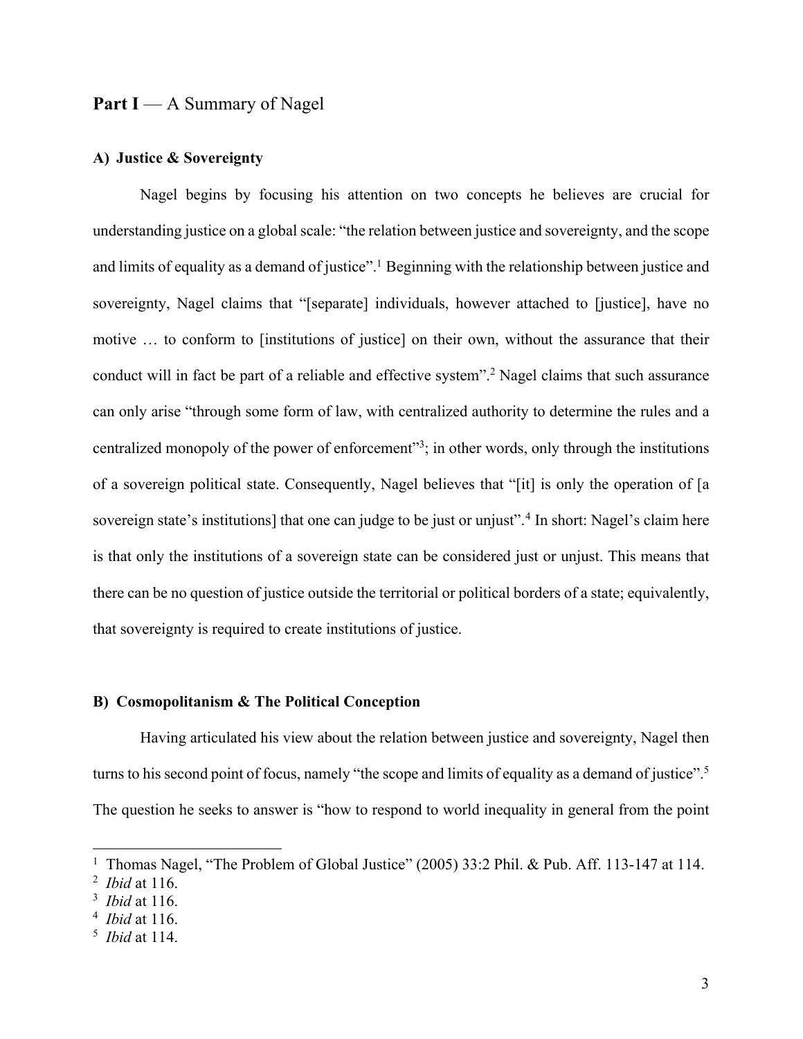## **Part I** — A Summary of Nagel

### A) Justice & Sovereignty

Nagel begins by focusing his attention on two concepts he believes are crucial for understanding justice on a global scale: "the relation between justice and sovereignty, and the scope and limits of equality as a demand of justice".[1] Beginning with the relationship between justice and sovereignty, Nagel claims that "[separate] individuals, however attached to [justice], have no motive … to conform to [institutions of justice] on their own, without the assurance that their conduct will in fact be part of a reliable and effective system".[2] Nagel claims that such assurance can only arise "through some form of law, with centralized authority to determine the rules and a centralized monopoly of the power of enforcement"[3]; in other words, only through the institutions of a sovereign political state. Consequently, Nagel believes that "[it] is only the operation of [a sovereign state's institutions] that one can judge to be just or unjust".[4] In short: Nagel's claim here is that only the institutions of a sovereign state can be considered just or unjust. This means that there can be no question of justice outside the territorial or political borders of a state; equivalently, that sovereignty is required to create institutions of justice.

### B) Cosmopolitanism & The Political Conception

Having articulated his view about the relation between justice and sovereignty, Nagel then turns to his second point of focus, namely "the scope and limits of equality as a demand of justice".[5] The question he seeks to answer is "how to respond to world inequality in general from the point

---

[1] Thomas Nagel, "The Problem of Global Justice" (2005) 33:2 Phil. & Pub. Aff. 113-147 at 114.
[2] *Ibid* at 116.
[3] *Ibid* at 116.
[4] *Ibid* at 116.
[5] *Ibid* at 114.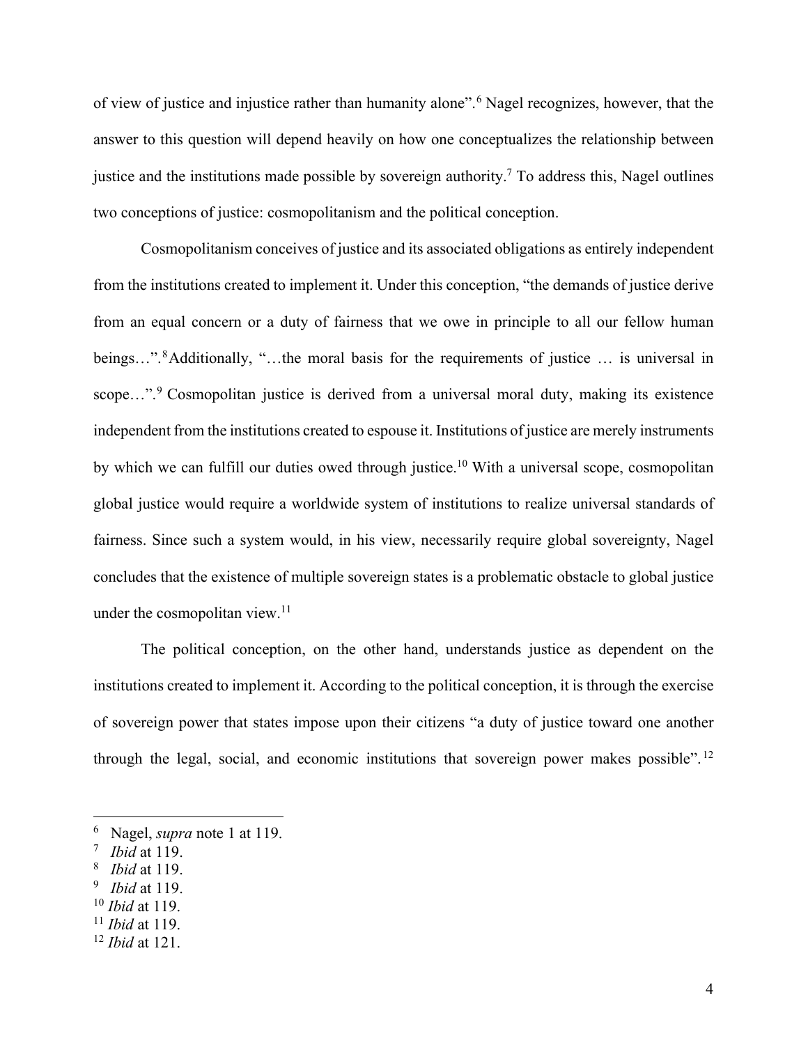of view of justice and injustice rather than humanity alone".[6] Nagel recognizes, however, that the answer to this question will depend heavily on how one conceptualizes the relationship between justice and the institutions made possible by sovereign authority.[7] To address this, Nagel outlines two conceptions of justice: cosmopolitanism and the political conception.

Cosmopolitanism conceives of justice and its associated obligations as entirely independent from the institutions created to implement it. Under this conception, "the demands of justice derive from an equal concern or a duty of fairness that we owe in principle to all our fellow human beings…".[8] Additionally, "…the moral basis for the requirements of justice … is universal in scope…".[9] Cosmopolitan justice is derived from a universal moral duty, making its existence independent from the institutions created to espouse it. Institutions of justice are merely instruments by which we can fulfill our duties owed through justice.[10] With a universal scope, cosmopolitan global justice would require a worldwide system of institutions to realize universal standards of fairness. Since such a system would, in his view, necessarily require global sovereignty, Nagel concludes that the existence of multiple sovereign states is a problematic obstacle to global justice under the cosmopolitan view.[11]

The political conception, on the other hand, understands justice as dependent on the institutions created to implement it. According to the political conception, it is through the exercise of sovereign power that states impose upon their citizens "a duty of justice toward one another through the legal, social, and economic institutions that sovereign power makes possible".[12]

---

[6] Nagel, *supra* note 1 at 119.
[7] *Ibid* at 119.
[8] *Ibid* at 119.
[9] *Ibid* at 119.
[10] *Ibid* at 119.
[11] *Ibid* at 119.
[12] *Ibid* at 121.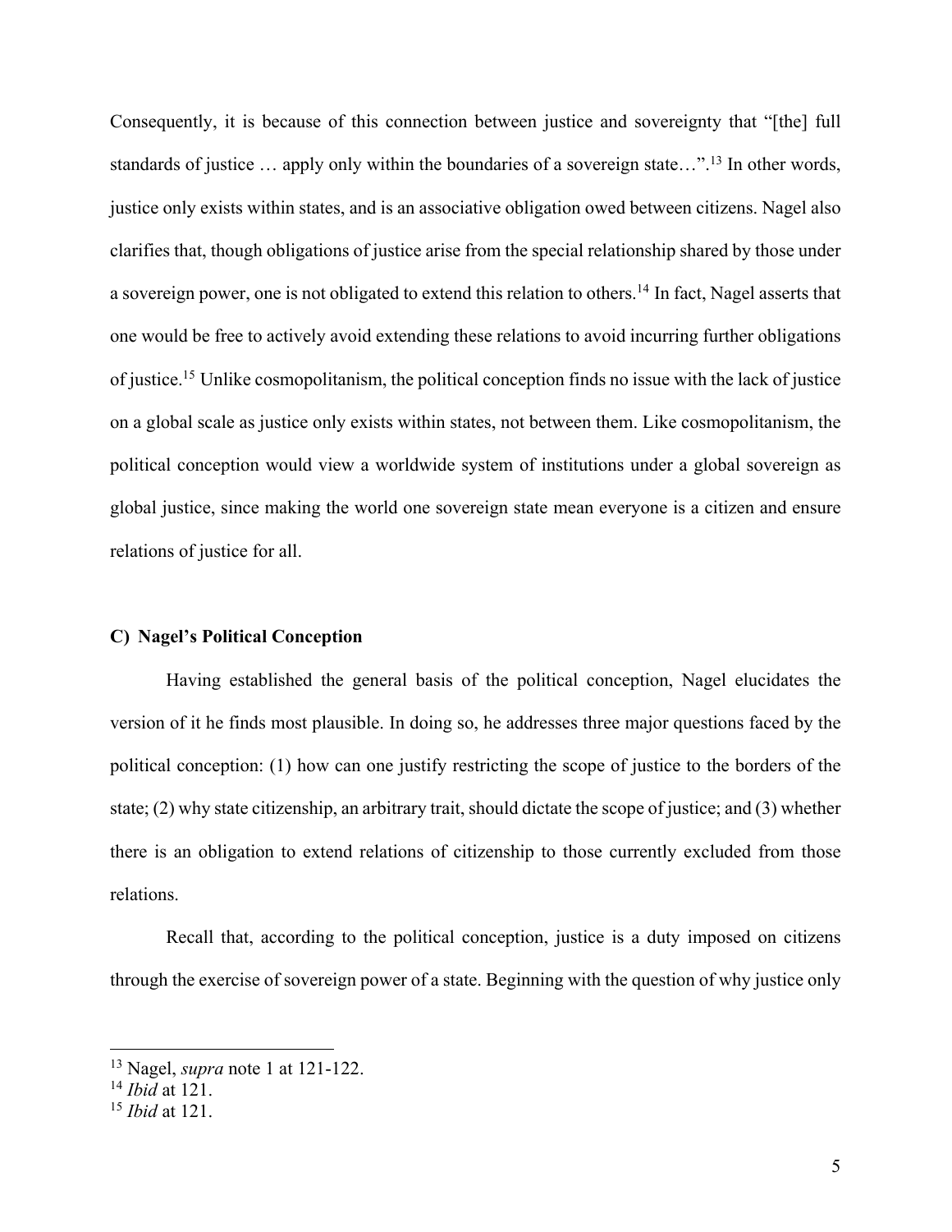Consequently, it is because of this connection between justice and sovereignty that "[the] full standards of justice … apply only within the boundaries of a sovereign state…".[13] In other words, justice only exists within states, and is an associative obligation owed between citizens. Nagel also clarifies that, though obligations of justice arise from the special relationship shared by those under a sovereign power, one is not obligated to extend this relation to others.[14] In fact, Nagel asserts that one would be free to actively avoid extending these relations to avoid incurring further obligations of justice.[15] Unlike cosmopolitanism, the political conception finds no issue with the lack of justice on a global scale as justice only exists within states, not between them. Like cosmopolitanism, the political conception would view a worldwide system of institutions under a global sovereign as global justice, since making the world one sovereign state mean everyone is a citizen and ensure relations of justice for all.

### C) Nagel's Political Conception

Having established the general basis of the political conception, Nagel elucidates the version of it he finds most plausible. In doing so, he addresses three major questions faced by the political conception: (1) how can one justify restricting the scope of justice to the borders of the state; (2) why state citizenship, an arbitrary trait, should dictate the scope of justice; and (3) whether there is an obligation to extend relations of citizenship to those currently excluded from those relations.

Recall that, according to the political conception, justice is a duty imposed on citizens through the exercise of sovereign power of a state. Beginning with the question of why justice only

---

[13] Nagel, *supra* note 1 at 121-122.
[14] *Ibid* at 121.
[15] *Ibid* at 121.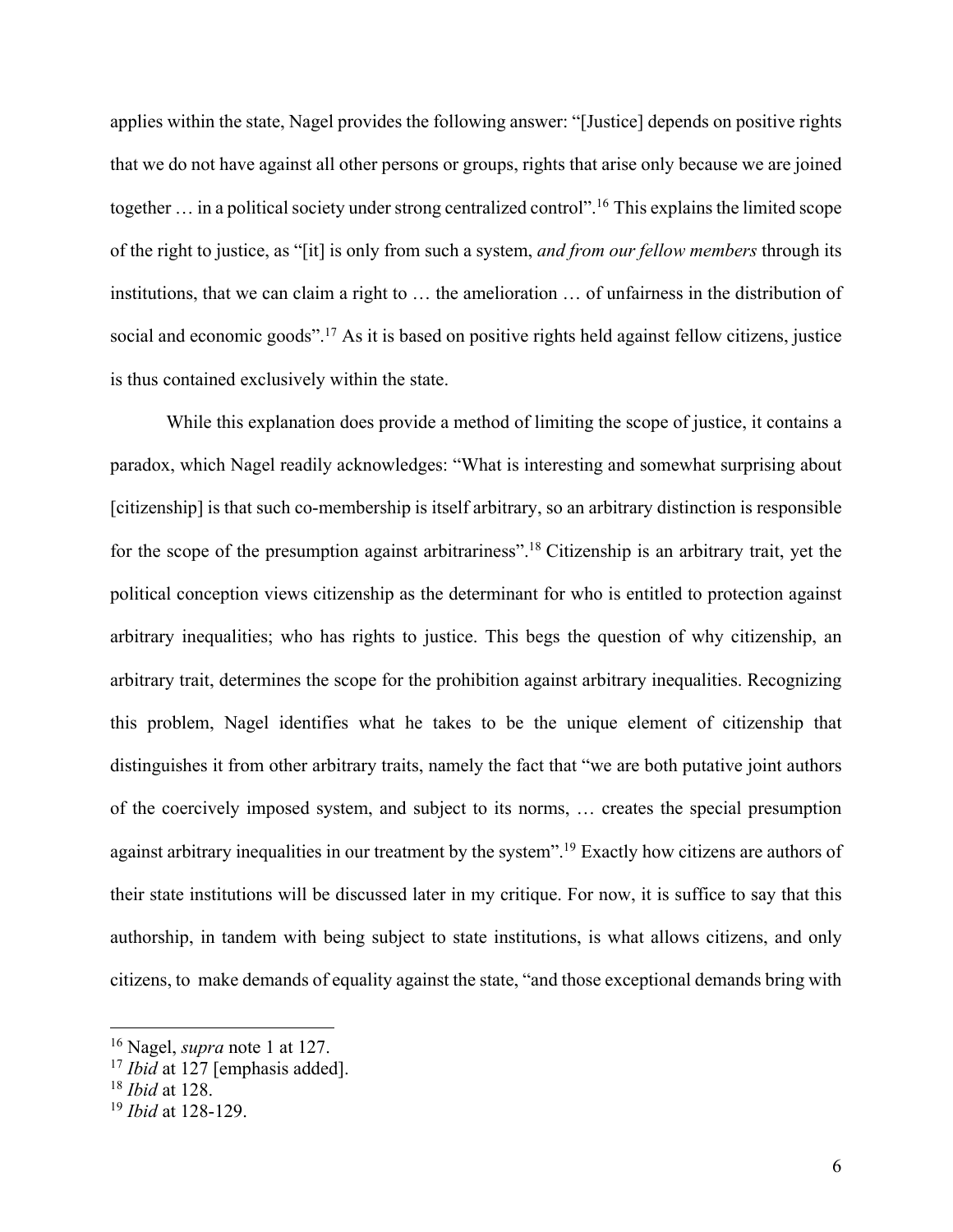applies within the state, Nagel provides the following answer: "[Justice] depends on positive rights that we do not have against all other persons or groups, rights that arise only because we are joined together … in a political society under strong centralized control".[16] This explains the limited scope of the right to justice, as "[it] is only from such a system, *and from our fellow members* through its institutions, that we can claim a right to … the amelioration … of unfairness in the distribution of social and economic goods".[17] As it is based on positive rights held against fellow citizens, justice is thus contained exclusively within the state.

While this explanation does provide a method of limiting the scope of justice, it contains a paradox, which Nagel readily acknowledges: "What is interesting and somewhat surprising about [citizenship] is that such co-membership is itself arbitrary, so an arbitrary distinction is responsible for the scope of the presumption against arbitrariness".[18] Citizenship is an arbitrary trait, yet the political conception views citizenship as the determinant for who is entitled to protection against arbitrary inequalities; who has rights to justice. This begs the question of why citizenship, an arbitrary trait, determines the scope for the prohibition against arbitrary inequalities. Recognizing this problem, Nagel identifies what he takes to be the unique element of citizenship that distinguishes it from other arbitrary traits, namely the fact that "we are both putative joint authors of the coercively imposed system, and subject to its norms, … creates the special presumption against arbitrary inequalities in our treatment by the system".[19] Exactly how citizens are authors of their state institutions will be discussed later in my critique. For now, it is suffice to say that this authorship, in tandem with being subject to state institutions, is what allows citizens, and only citizens, to make demands of equality against the state, "and those exceptional demands bring with

---

[16] Nagel, *supra* note 1 at 127.

[17] *Ibid* at 127 [emphasis added].

[18] *Ibid* at 128.

[19] *Ibid* at 128-129.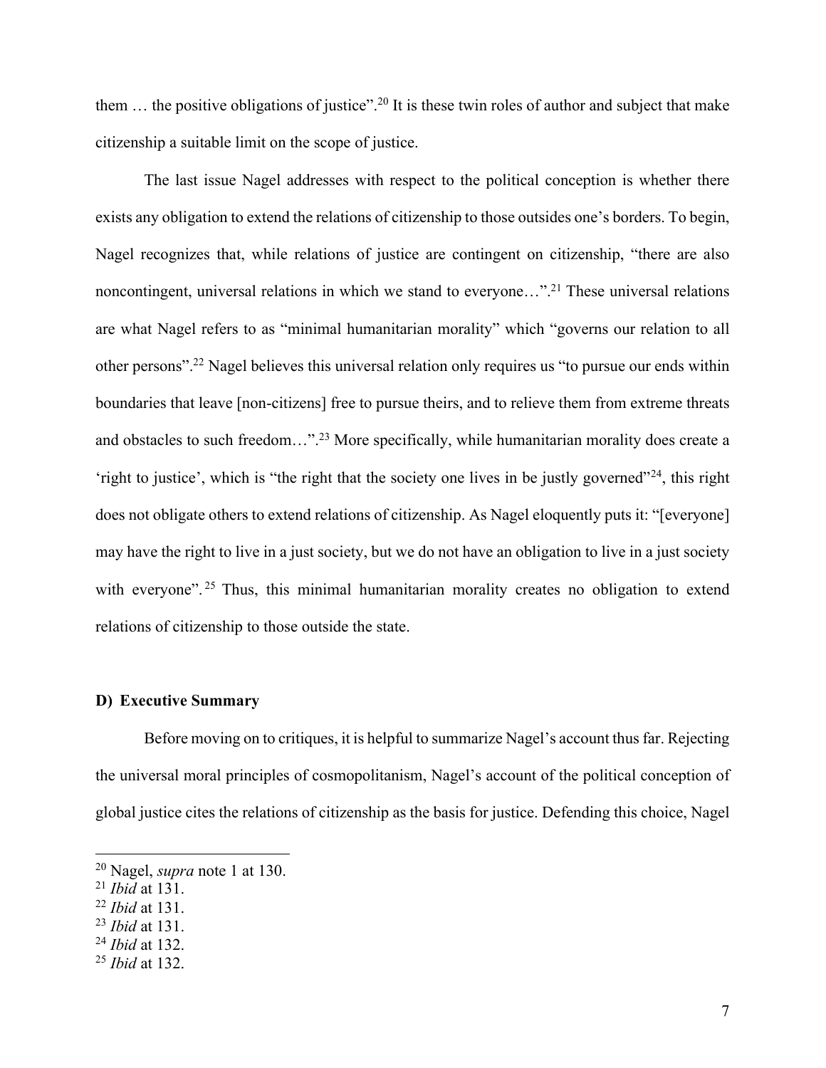them … the positive obligations of justice".[20] It is these twin roles of author and subject that make citizenship a suitable limit on the scope of justice.

The last issue Nagel addresses with respect to the political conception is whether there exists any obligation to extend the relations of citizenship to those outsides one's borders. To begin, Nagel recognizes that, while relations of justice are contingent on citizenship, "there are also noncontingent, universal relations in which we stand to everyone…".[21] These universal relations are what Nagel refers to as "minimal humanitarian morality" which "governs our relation to all other persons".[22] Nagel believes this universal relation only requires us "to pursue our ends within boundaries that leave [non-citizens] free to pursue theirs, and to relieve them from extreme threats and obstacles to such freedom…".[23] More specifically, while humanitarian morality does create a 'right to justice', which is "the right that the society one lives in be justly governed"[24], this right does not obligate others to extend relations of citizenship. As Nagel eloquently puts it: "[everyone] may have the right to live in a just society, but we do not have an obligation to live in a just society with everyone".[25] Thus, this minimal humanitarian morality creates no obligation to extend relations of citizenship to those outside the state.

### D) Executive Summary

Before moving on to critiques, it is helpful to summarize Nagel's account thus far. Rejecting the universal moral principles of cosmopolitanism, Nagel's account of the political conception of global justice cites the relations of citizenship as the basis for justice. Defending this choice, Nagel

---

[20] Nagel, *supra* note 1 at 130.
[21] *Ibid* at 131.
[22] *Ibid* at 131.
[23] *Ibid* at 131.
[24] *Ibid* at 132.
[25] *Ibid* at 132.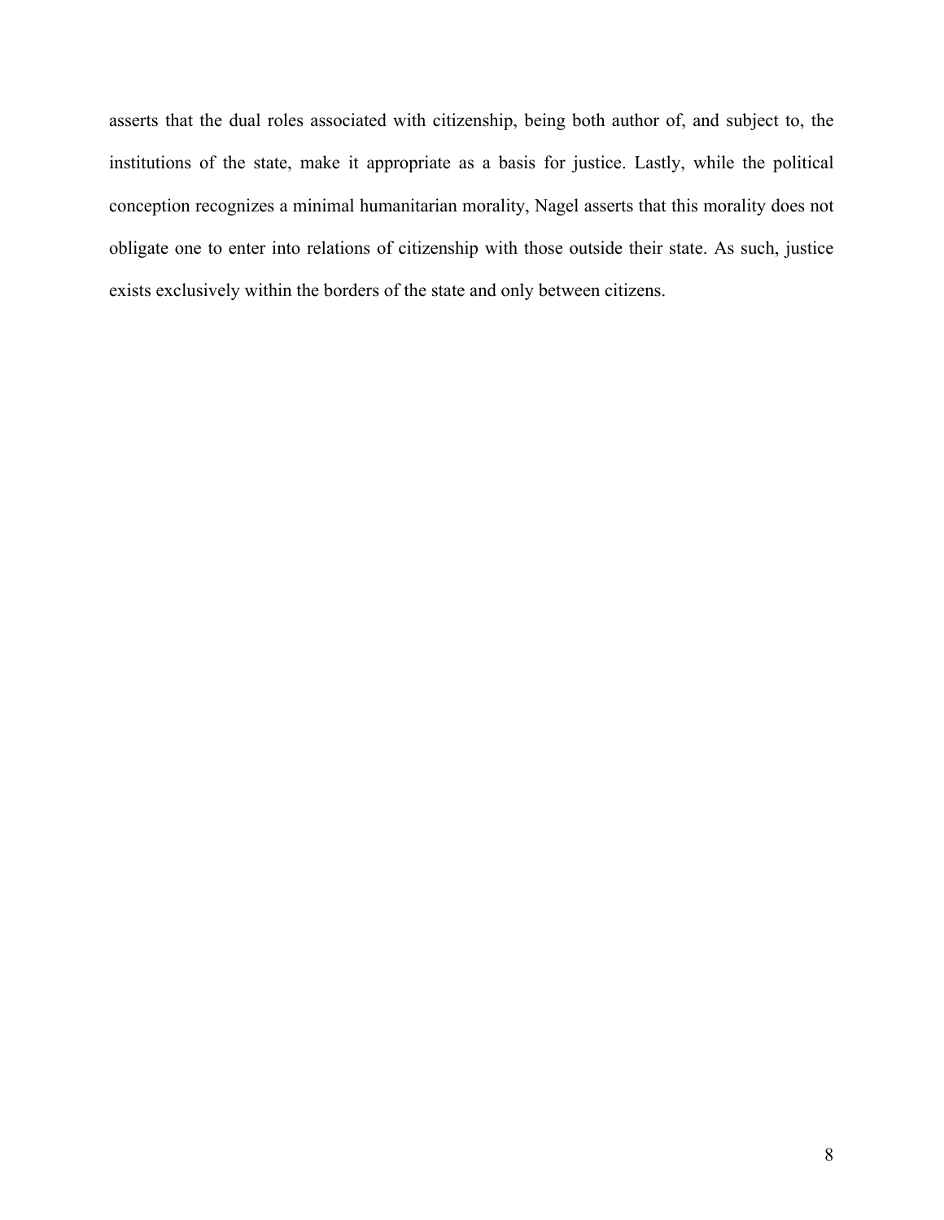asserts that the dual roles associated with citizenship, being both author of, and subject to, the institutions of the state, make it appropriate as a basis for justice. Lastly, while the political conception recognizes a minimal humanitarian morality, Nagel asserts that this morality does not obligate one to enter into relations of citizenship with those outside their state. As such, justice exists exclusively within the borders of the state and only between citizens.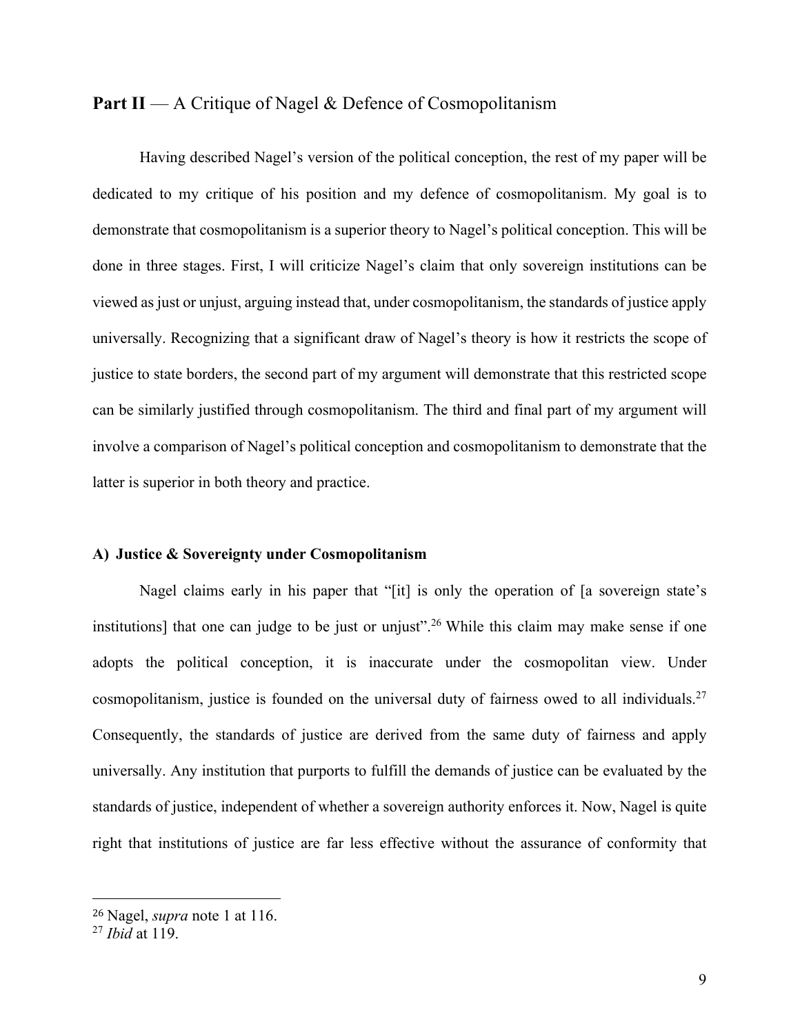## **Part II** — A Critique of Nagel & Defence of Cosmopolitanism

Having described Nagel's version of the political conception, the rest of my paper will be dedicated to my critique of his position and my defence of cosmopolitanism. My goal is to demonstrate that cosmopolitanism is a superior theory to Nagel's political conception. This will be done in three stages. First, I will criticize Nagel's claim that only sovereign institutions can be viewed as just or unjust, arguing instead that, under cosmopolitanism, the standards of justice apply universally. Recognizing that a significant draw of Nagel's theory is how it restricts the scope of justice to state borders, the second part of my argument will demonstrate that this restricted scope can be similarly justified through cosmopolitanism. The third and final part of my argument will involve a comparison of Nagel's political conception and cosmopolitanism to demonstrate that the latter is superior in both theory and practice.

### **A) Justice & Sovereignty under Cosmopolitanism**

Nagel claims early in his paper that "[it] is only the operation of [a sovereign state's institutions] that one can judge to be just or unjust".[26] While this claim may make sense if one adopts the political conception, it is inaccurate under the cosmopolitan view. Under cosmopolitanism, justice is founded on the universal duty of fairness owed to all individuals.[27] Consequently, the standards of justice are derived from the same duty of fairness and apply universally. Any institution that purports to fulfill the demands of justice can be evaluated by the standards of justice, independent of whether a sovereign authority enforces it. Now, Nagel is quite right that institutions of justice are far less effective without the assurance of conformity that

---

[26] Nagel, *supra* note 1 at 116.

[27] *Ibid* at 119.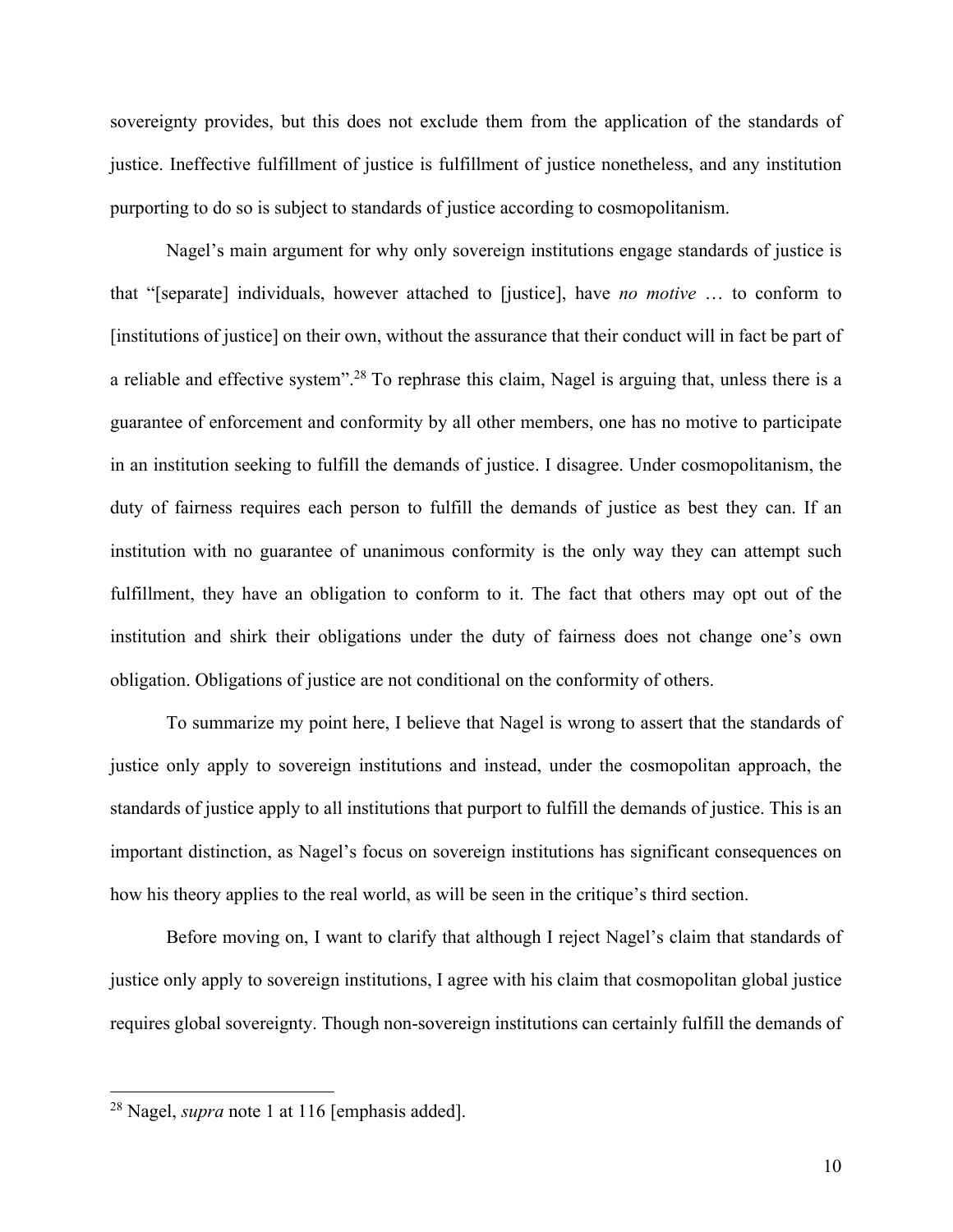sovereignty provides, but this does not exclude them from the application of the standards of justice. Ineffective fulfillment of justice is fulfillment of justice nonetheless, and any institution purporting to do so is subject to standards of justice according to cosmopolitanism.

Nagel's main argument for why only sovereign institutions engage standards of justice is that "[separate] individuals, however attached to [justice], have *no motive* … to conform to [institutions of justice] on their own, without the assurance that their conduct will in fact be part of a reliable and effective system".[28] To rephrase this claim, Nagel is arguing that, unless there is a guarantee of enforcement and conformity by all other members, one has no motive to participate in an institution seeking to fulfill the demands of justice. I disagree. Under cosmopolitanism, the duty of fairness requires each person to fulfill the demands of justice as best they can. If an institution with no guarantee of unanimous conformity is the only way they can attempt such fulfillment, they have an obligation to conform to it. The fact that others may opt out of the institution and shirk their obligations under the duty of fairness does not change one's own obligation. Obligations of justice are not conditional on the conformity of others.

To summarize my point here, I believe that Nagel is wrong to assert that the standards of justice only apply to sovereign institutions and instead, under the cosmopolitan approach, the standards of justice apply to all institutions that purport to fulfill the demands of justice. This is an important distinction, as Nagel's focus on sovereign institutions has significant consequences on how his theory applies to the real world, as will be seen in the critique's third section.

Before moving on, I want to clarify that although I reject Nagel's claim that standards of justice only apply to sovereign institutions, I agree with his claim that cosmopolitan global justice requires global sovereignty. Though non-sovereign institutions can certainly fulfill the demands of

---

[28] Nagel, *supra* note 1 at 116 [emphasis added].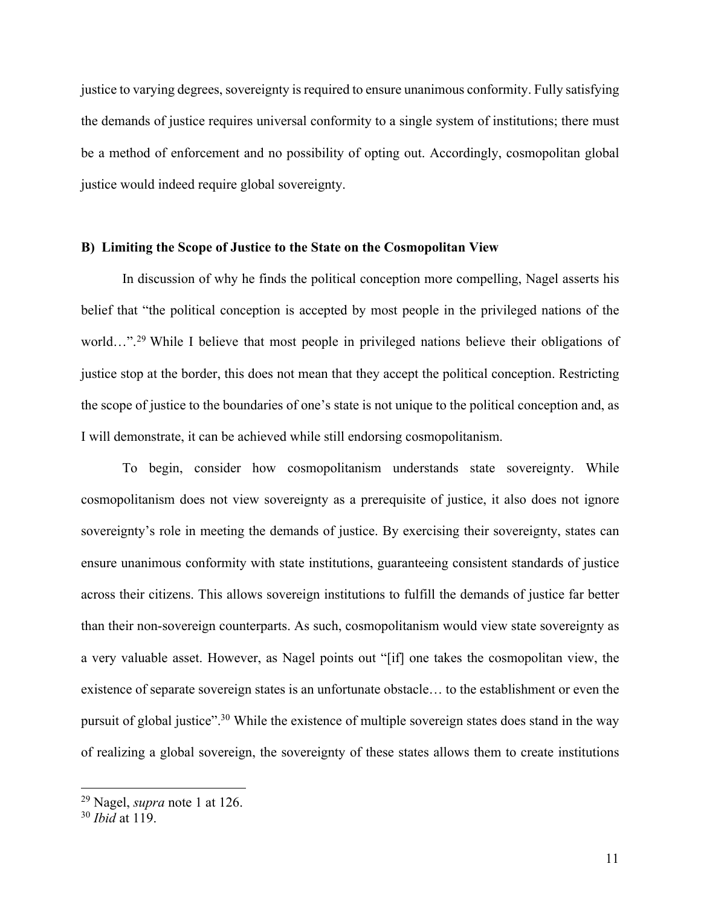justice to varying degrees, sovereignty is required to ensure unanimous conformity. Fully satisfying the demands of justice requires universal conformity to a single system of institutions; there must be a method of enforcement and no possibility of opting out. Accordingly, cosmopolitan global justice would indeed require global sovereignty.

### B) Limiting the Scope of Justice to the State on the Cosmopolitan View

In discussion of why he finds the political conception more compelling, Nagel asserts his belief that "the political conception is accepted by most people in the privileged nations of the world…".[29] While I believe that most people in privileged nations believe their obligations of justice stop at the border, this does not mean that they accept the political conception. Restricting the scope of justice to the boundaries of one's state is not unique to the political conception and, as I will demonstrate, it can be achieved while still endorsing cosmopolitanism.

To begin, consider how cosmopolitanism understands state sovereignty. While cosmopolitanism does not view sovereignty as a prerequisite of justice, it also does not ignore sovereignty's role in meeting the demands of justice. By exercising their sovereignty, states can ensure unanimous conformity with state institutions, guaranteeing consistent standards of justice across their citizens. This allows sovereign institutions to fulfill the demands of justice far better than their non-sovereign counterparts. As such, cosmopolitanism would view state sovereignty as a very valuable asset. However, as Nagel points out "[if] one takes the cosmopolitan view, the existence of separate sovereign states is an unfortunate obstacle… to the establishment or even the pursuit of global justice".[30] While the existence of multiple sovereign states does stand in the way of realizing a global sovereign, the sovereignty of these states allows them to create institutions

---

[29] Nagel, *supra* note 1 at 126.

[30] *Ibid* at 119.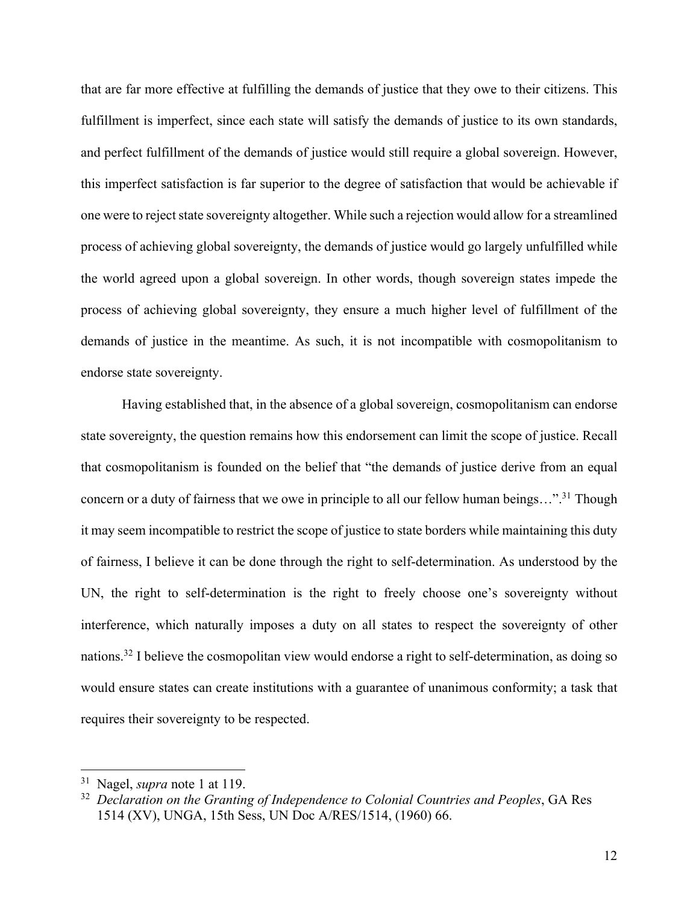that are far more effective at fulfilling the demands of justice that they owe to their citizens. This fulfillment is imperfect, since each state will satisfy the demands of justice to its own standards, and perfect fulfillment of the demands of justice would still require a global sovereign. However, this imperfect satisfaction is far superior to the degree of satisfaction that would be achievable if one were to reject state sovereignty altogether. While such a rejection would allow for a streamlined process of achieving global sovereignty, the demands of justice would go largely unfulfilled while the world agreed upon a global sovereign. In other words, though sovereign states impede the process of achieving global sovereignty, they ensure a much higher level of fulfillment of the demands of justice in the meantime. As such, it is not incompatible with cosmopolitanism to endorse state sovereignty.

Having established that, in the absence of a global sovereign, cosmopolitanism can endorse state sovereignty, the question remains how this endorsement can limit the scope of justice. Recall that cosmopolitanism is founded on the belief that "the demands of justice derive from an equal concern or a duty of fairness that we owe in principle to all our fellow human beings…".[31] Though it may seem incompatible to restrict the scope of justice to state borders while maintaining this duty of fairness, I believe it can be done through the right to self-determination. As understood by the UN, the right to self-determination is the right to freely choose one's sovereignty without interference, which naturally imposes a duty on all states to respect the sovereignty of other nations.[32] I believe the cosmopolitan view would endorse a right to self-determination, as doing so would ensure states can create institutions with a guarantee of unanimous conformity; a task that requires their sovereignty to be respected.

---

[31] Nagel, *supra* note 1 at 119.

[32] *Declaration on the Granting of Independence to Colonial Countries and Peoples*, GA Res 1514 (XV), UNGA, 15th Sess, UN Doc A/RES/1514, (1960) 66.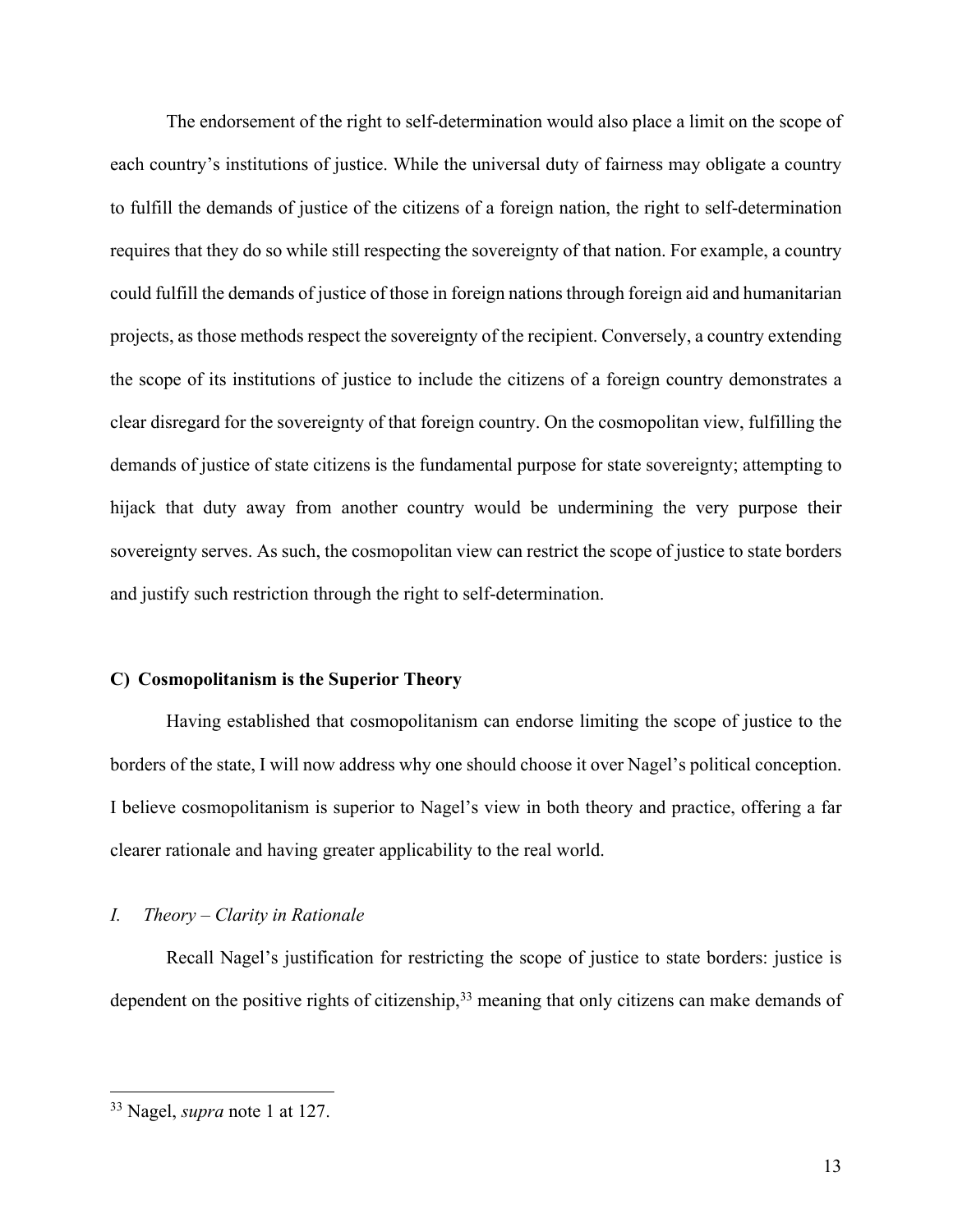The endorsement of the right to self-determination would also place a limit on the scope of each country's institutions of justice. While the universal duty of fairness may obligate a country to fulfill the demands of justice of the citizens of a foreign nation, the right to self-determination requires that they do so while still respecting the sovereignty of that nation. For example, a country could fulfill the demands of justice of those in foreign nations through foreign aid and humanitarian projects, as those methods respect the sovereignty of the recipient. Conversely, a country extending the scope of its institutions of justice to include the citizens of a foreign country demonstrates a clear disregard for the sovereignty of that foreign country. On the cosmopolitan view, fulfilling the demands of justice of state citizens is the fundamental purpose for state sovereignty; attempting to hijack that duty away from another country would be undermining the very purpose their sovereignty serves. As such, the cosmopolitan view can restrict the scope of justice to state borders and justify such restriction through the right to self-determination.

### C) Cosmopolitanism is the Superior Theory

Having established that cosmopolitanism can endorse limiting the scope of justice to the borders of the state, I will now address why one should choose it over Nagel's political conception. I believe cosmopolitanism is superior to Nagel's view in both theory and practice, offering a far clearer rationale and having greater applicability to the real world.

#### *I. Theory – Clarity in Rationale*

Recall Nagel's justification for restricting the scope of justice to state borders: justice is dependent on the positive rights of citizenship,[33] meaning that only citizens can make demands of

---

[33] Nagel, *supra* note 1 at 127.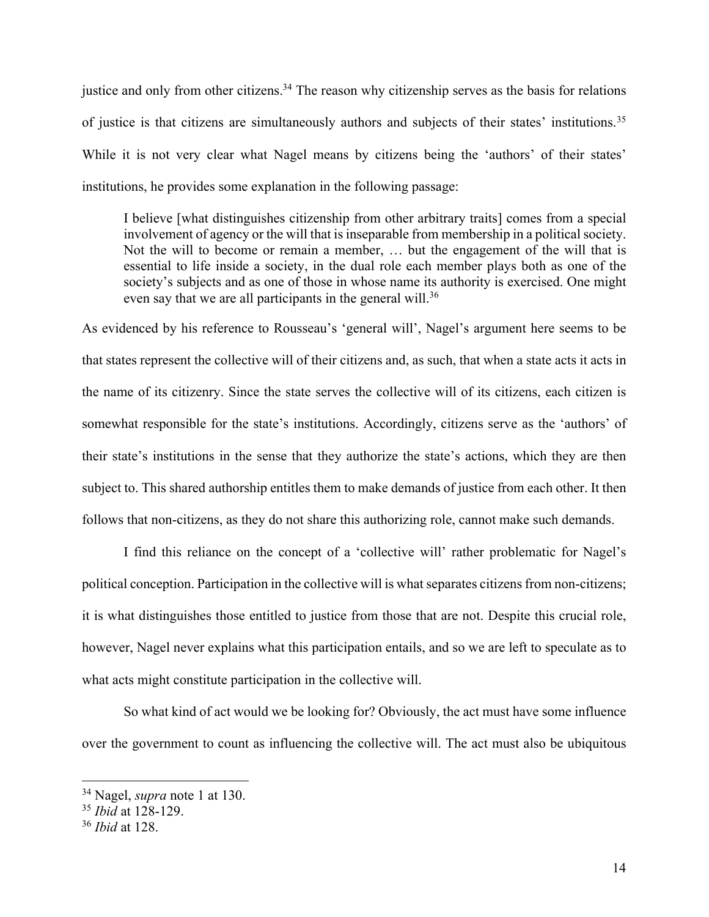justice and only from other citizens.[34] The reason why citizenship serves as the basis for relations of justice is that citizens are simultaneously authors and subjects of their states' institutions.[35] While it is not very clear what Nagel means by citizens being the 'authors' of their states' institutions, he provides some explanation in the following passage:

> I believe [what distinguishes citizenship from other arbitrary traits] comes from a special involvement of agency or the will that is inseparable from membership in a political society. Not the will to become or remain a member, … but the engagement of the will that is essential to life inside a society, in the dual role each member plays both as one of the society's subjects and as one of those in whose name its authority is exercised. One might even say that we are all participants in the general will.[36]

As evidenced by his reference to Rousseau's 'general will', Nagel's argument here seems to be that states represent the collective will of their citizens and, as such, that when a state acts it acts in the name of its citizenry. Since the state serves the collective will of its citizens, each citizen is somewhat responsible for the state's institutions. Accordingly, citizens serve as the 'authors' of their state's institutions in the sense that they authorize the state's actions, which they are then subject to. This shared authorship entitles them to make demands of justice from each other. It then follows that non-citizens, as they do not share this authorizing role, cannot make such demands.

I find this reliance on the concept of a 'collective will' rather problematic for Nagel's political conception. Participation in the collective will is what separates citizens from non-citizens; it is what distinguishes those entitled to justice from those that are not. Despite this crucial role, however, Nagel never explains what this participation entails, and so we are left to speculate as to what acts might constitute participation in the collective will.

So what kind of act would we be looking for? Obviously, the act must have some influence over the government to count as influencing the collective will. The act must also be ubiquitous

[34] Nagel, *supra* note 1 at 130.
[35] *Ibid* at 128-129.
[36] *Ibid* at 128.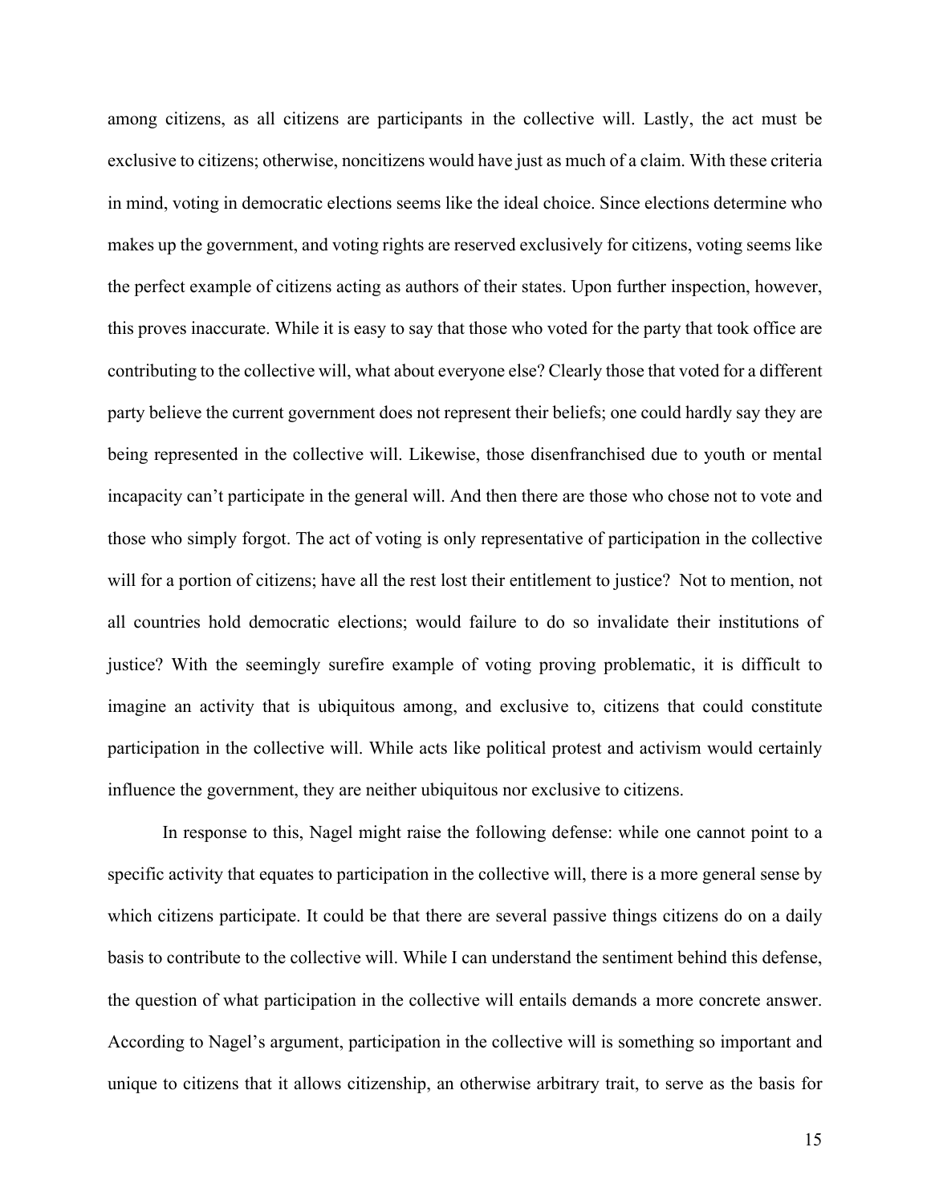among citizens, as all citizens are participants in the collective will. Lastly, the act must be exclusive to citizens; otherwise, noncitizens would have just as much of a claim. With these criteria in mind, voting in democratic elections seems like the ideal choice. Since elections determine who makes up the government, and voting rights are reserved exclusively for citizens, voting seems like the perfect example of citizens acting as authors of their states. Upon further inspection, however, this proves inaccurate. While it is easy to say that those who voted for the party that took office are contributing to the collective will, what about everyone else? Clearly those that voted for a different party believe the current government does not represent their beliefs; one could hardly say they are being represented in the collective will. Likewise, those disenfranchised due to youth or mental incapacity can't participate in the general will. And then there are those who chose not to vote and those who simply forgot. The act of voting is only representative of participation in the collective will for a portion of citizens; have all the rest lost their entitlement to justice? Not to mention, not all countries hold democratic elections; would failure to do so invalidate their institutions of justice? With the seemingly surefire example of voting proving problematic, it is difficult to imagine an activity that is ubiquitous among, and exclusive to, citizens that could constitute participation in the collective will. While acts like political protest and activism would certainly influence the government, they are neither ubiquitous nor exclusive to citizens.

In response to this, Nagel might raise the following defense: while one cannot point to a specific activity that equates to participation in the collective will, there is a more general sense by which citizens participate. It could be that there are several passive things citizens do on a daily basis to contribute to the collective will. While I can understand the sentiment behind this defense, the question of what participation in the collective will entails demands a more concrete answer. According to Nagel's argument, participation in the collective will is something so important and unique to citizens that it allows citizenship, an otherwise arbitrary trait, to serve as the basis for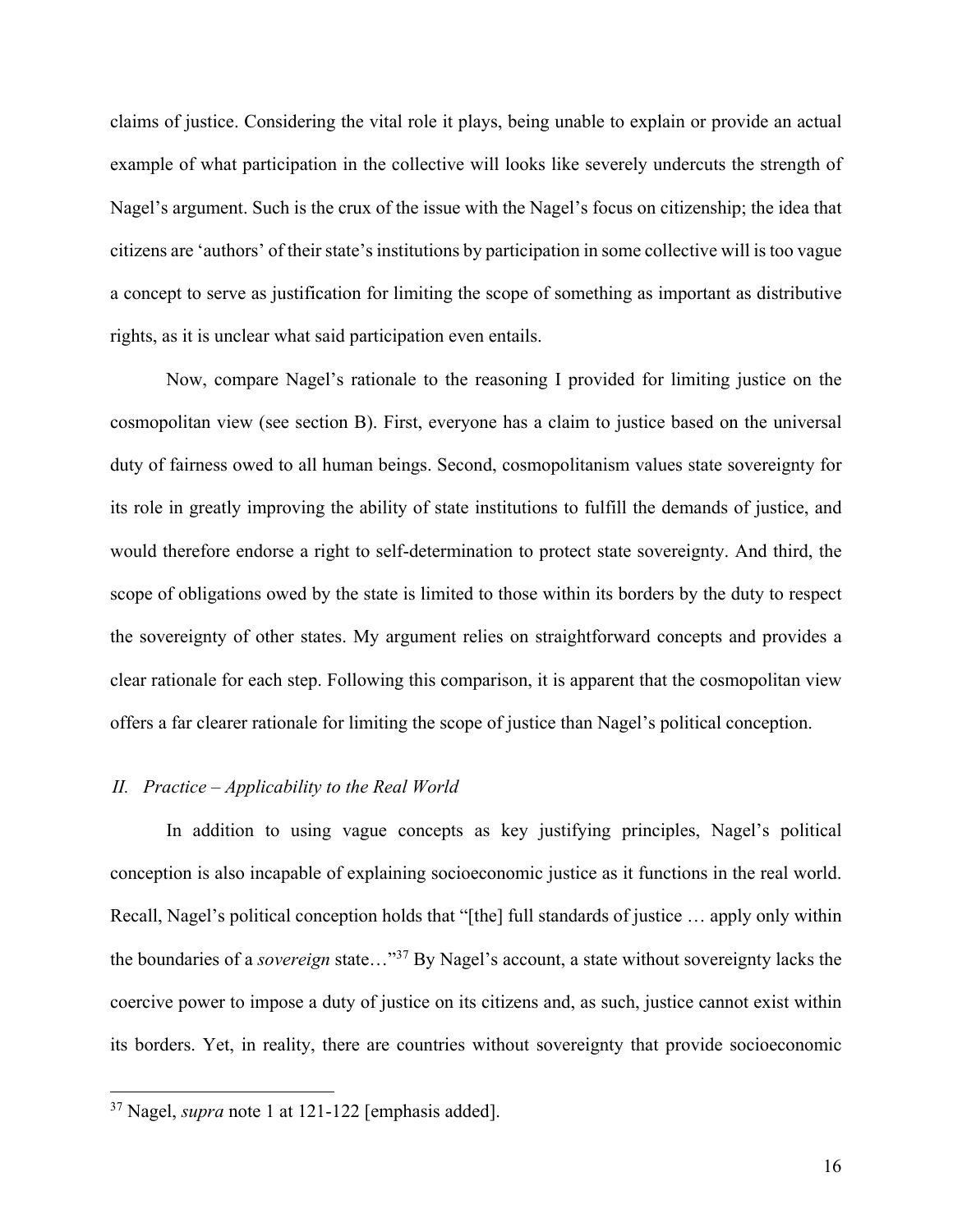claims of justice. Considering the vital role it plays, being unable to explain or provide an actual example of what participation in the collective will looks like severely undercuts the strength of Nagel's argument. Such is the crux of the issue with the Nagel's focus on citizenship; the idea that citizens are 'authors' of their state's institutions by participation in some collective will is too vague a concept to serve as justification for limiting the scope of something as important as distributive rights, as it is unclear what said participation even entails.

Now, compare Nagel's rationale to the reasoning I provided for limiting justice on the cosmopolitan view (see section B). First, everyone has a claim to justice based on the universal duty of fairness owed to all human beings. Second, cosmopolitanism values state sovereignty for its role in greatly improving the ability of state institutions to fulfill the demands of justice, and would therefore endorse a right to self-determination to protect state sovereignty. And third, the scope of obligations owed by the state is limited to those within its borders by the duty to respect the sovereignty of other states. My argument relies on straightforward concepts and provides a clear rationale for each step. Following this comparison, it is apparent that the cosmopolitan view offers a far clearer rationale for limiting the scope of justice than Nagel's political conception.

### *II. Practice – Applicability to the Real World*

In addition to using vague concepts as key justifying principles, Nagel's political conception is also incapable of explaining socioeconomic justice as it functions in the real world. Recall, Nagel's political conception holds that "[the] full standards of justice … apply only within the boundaries of a *sovereign* state…"[37] By Nagel's account, a state without sovereignty lacks the coercive power to impose a duty of justice on its citizens and, as such, justice cannot exist within its borders. Yet, in reality, there are countries without sovereignty that provide socioeconomic

---

[37] Nagel, *supra* note 1 at 121-122 [emphasis added].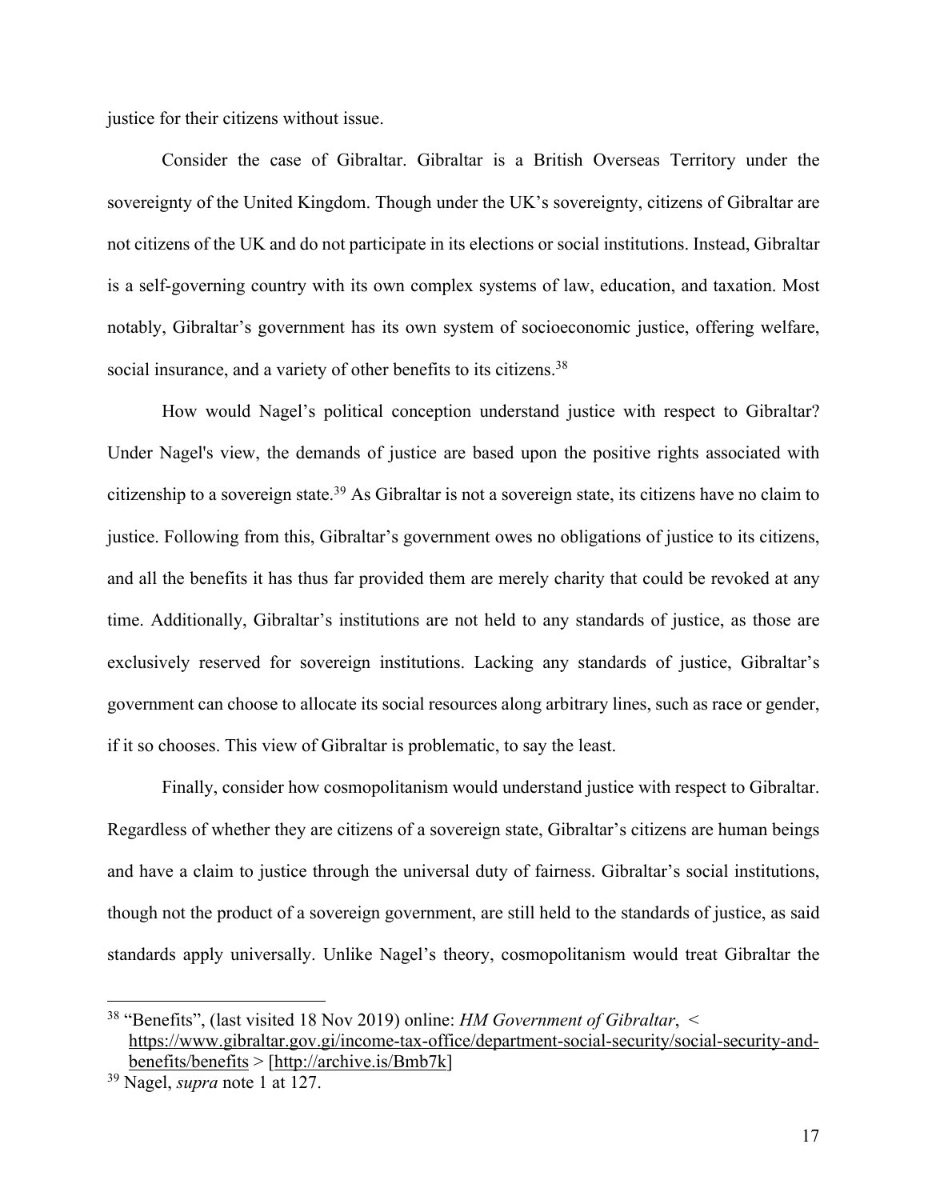justice for their citizens without issue.

Consider the case of Gibraltar. Gibraltar is a British Overseas Territory under the sovereignty of the United Kingdom. Though under the UK's sovereignty, citizens of Gibraltar are not citizens of the UK and do not participate in its elections or social institutions. Instead, Gibraltar is a self-governing country with its own complex systems of law, education, and taxation. Most notably, Gibraltar's government has its own system of socioeconomic justice, offering welfare, social insurance, and a variety of other benefits to its citizens.[38]

How would Nagel's political conception understand justice with respect to Gibraltar? Under Nagel's view, the demands of justice are based upon the positive rights associated with citizenship to a sovereign state.[39] As Gibraltar is not a sovereign state, its citizens have no claim to justice. Following from this, Gibraltar's government owes no obligations of justice to its citizens, and all the benefits it has thus far provided them are merely charity that could be revoked at any time. Additionally, Gibraltar's institutions are not held to any standards of justice, as those are exclusively reserved for sovereign institutions. Lacking any standards of justice, Gibraltar's government can choose to allocate its social resources along arbitrary lines, such as race or gender, if it so chooses. This view of Gibraltar is problematic, to say the least.

Finally, consider how cosmopolitanism would understand justice with respect to Gibraltar. Regardless of whether they are citizens of a sovereign state, Gibraltar's citizens are human beings and have a claim to justice through the universal duty of fairness. Gibraltar's social institutions, though not the product of a sovereign government, are still held to the standards of justice, as said standards apply universally. Unlike Nagel's theory, cosmopolitanism would treat Gibraltar the

---

[38] "Benefits", (last visited 18 Nov 2019) online: *HM Government of Gibraltar*, < https://www.gibraltar.gov.gi/income-tax-office/department-social-security/social-security-and-benefits/benefits > [http://archive.is/Bmb7k]

[39] Nagel, *supra* note 1 at 127.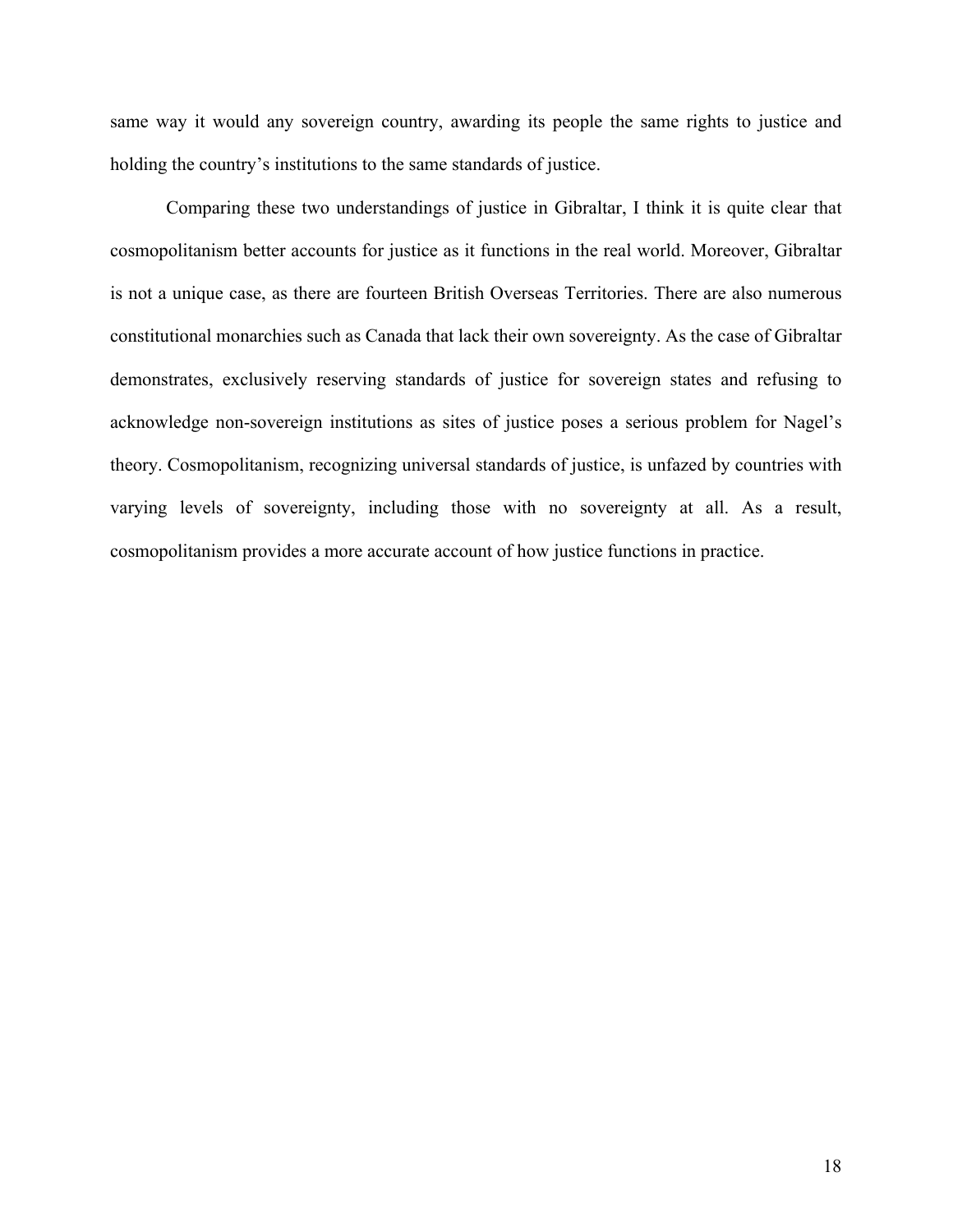same way it would any sovereign country, awarding its people the same rights to justice and holding the country's institutions to the same standards of justice.

Comparing these two understandings of justice in Gibraltar, I think it is quite clear that cosmopolitanism better accounts for justice as it functions in the real world. Moreover, Gibraltar is not a unique case, as there are fourteen British Overseas Territories. There are also numerous constitutional monarchies such as Canada that lack their own sovereignty. As the case of Gibraltar demonstrates, exclusively reserving standards of justice for sovereign states and refusing to acknowledge non-sovereign institutions as sites of justice poses a serious problem for Nagel's theory. Cosmopolitanism, recognizing universal standards of justice, is unfazed by countries with varying levels of sovereignty, including those with no sovereignty at all. As a result, cosmopolitanism provides a more accurate account of how justice functions in practice.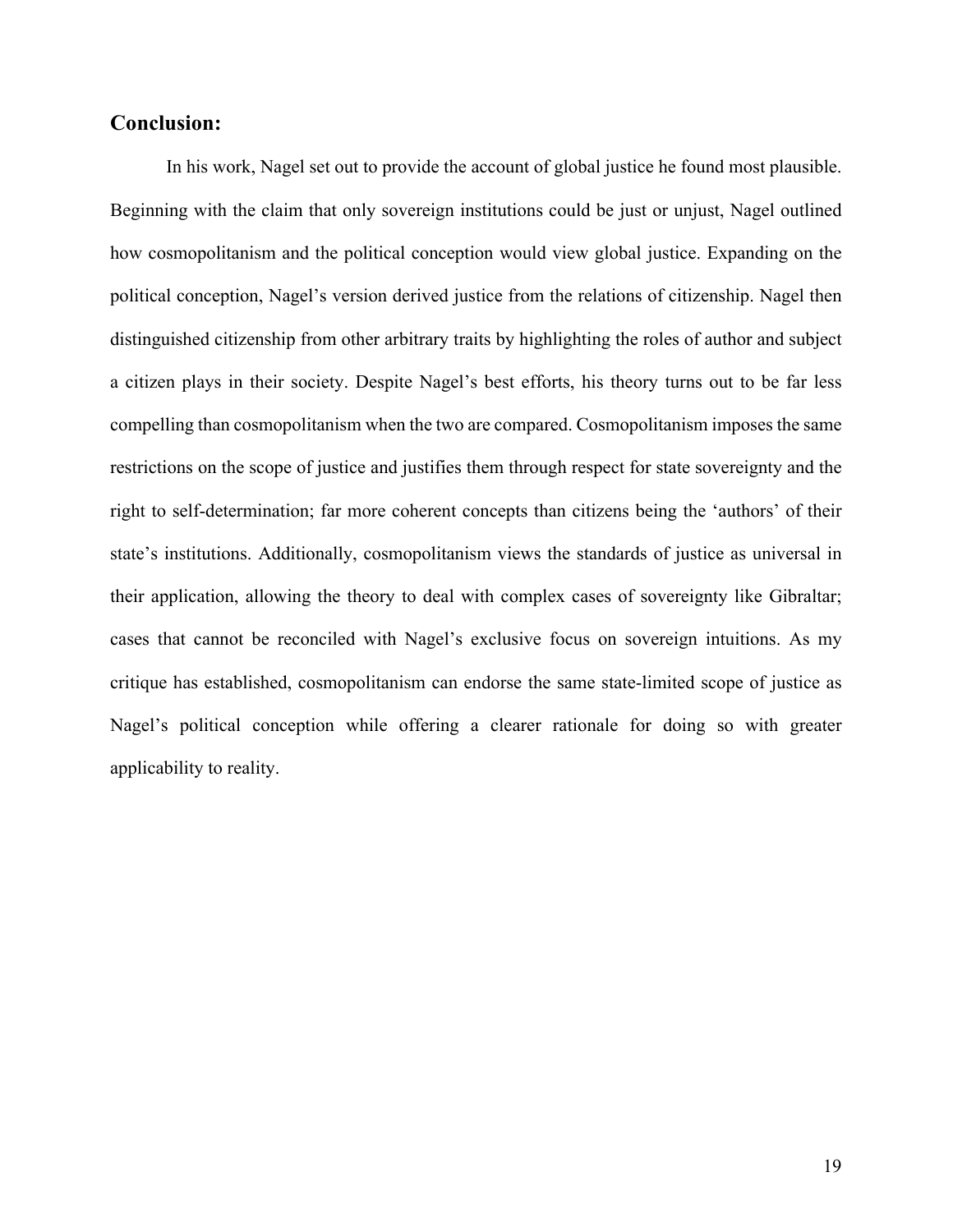## Conclusion:

In his work, Nagel set out to provide the account of global justice he found most plausible. Beginning with the claim that only sovereign institutions could be just or unjust, Nagel outlined how cosmopolitanism and the political conception would view global justice. Expanding on the political conception, Nagel's version derived justice from the relations of citizenship. Nagel then distinguished citizenship from other arbitrary traits by highlighting the roles of author and subject a citizen plays in their society. Despite Nagel's best efforts, his theory turns out to be far less compelling than cosmopolitanism when the two are compared. Cosmopolitanism imposes the same restrictions on the scope of justice and justifies them through respect for state sovereignty and the right to self-determination; far more coherent concepts than citizens being the 'authors' of their state's institutions. Additionally, cosmopolitanism views the standards of justice as universal in their application, allowing the theory to deal with complex cases of sovereignty like Gibraltar; cases that cannot be reconciled with Nagel's exclusive focus on sovereign intuitions. As my critique has established, cosmopolitanism can endorse the same state-limited scope of justice as Nagel's political conception while offering a clearer rationale for doing so with greater applicability to reality.